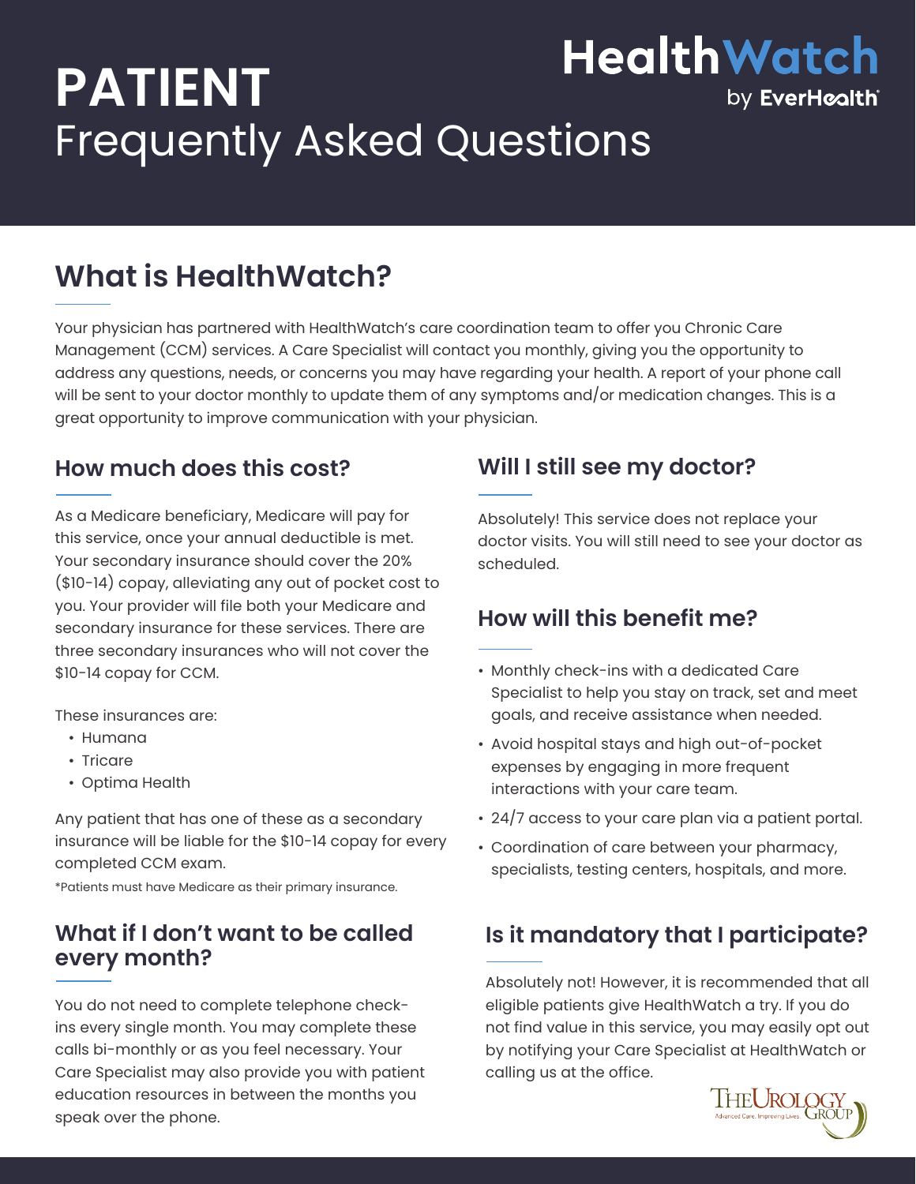# PATIENT Frequently Asked Questions

HealthWatch by EverHealth

## What is HealthWatch?

Your physician has partnered with HealthWatch's care coordination team to offer you Chronic Care Management (CCM) services. A Care Specialist will contact you monthly, giving you the opportunity to address any questions, needs, or concerns you may have regarding your health. A report of your phone call will be sent to your doctor monthly to update them of any symptoms and/or medication changes. This is a great opportunity to improve communication with your physician.

### How much does this cost?

As a Medicare beneficiary, Medicare will pay for this service, once your annual deductible is met. Your secondary insurance should cover the 20% ($10-14) copay, alleviating any out of pocket cost to you. Your provider will file both your Medicare and secondary insurance for these services. There are three secondary insurances who will not cover the $10-14 copay for CCM.

These insurances are:

- Humana
- Tricare
- Optima Health

Any patient that has one of these as a secondary insurance will be liable for the $10-14 copay for every completed CCM exam.

*Patients must have Medicare as their primary insurance.

### What if I don't want to be called every month?

You do not need to complete telephone check-ins every single month. You may complete these calls bi-monthly or as you feel necessary. Your Care Specialist may also provide you with patient education resources in between the months you speak over the phone.

### Will I still see my doctor?

Absolutely! This service does not replace your doctor visits. You will still need to see your doctor as scheduled.

### How will this benefit me?

- Monthly check-ins with a dedicated Care Specialist to help you stay on track, set and meet goals, and receive assistance when needed.
- Avoid hospital stays and high out-of-pocket expenses by engaging in more frequent interactions with your care team.
- 24/7 access to your care plan via a patient portal.
- Coordination of care between your pharmacy, specialists, testing centers, hospitals, and more.

### Is it mandatory that I participate?

Absolutely not! However, it is recommended that all eligible patients give HealthWatch a try. If you do not find value in this service, you may easily opt out by notifying your Care Specialist at HealthWatch or calling us at the office.

The Urology Group — Advanced Care. Improving Lives.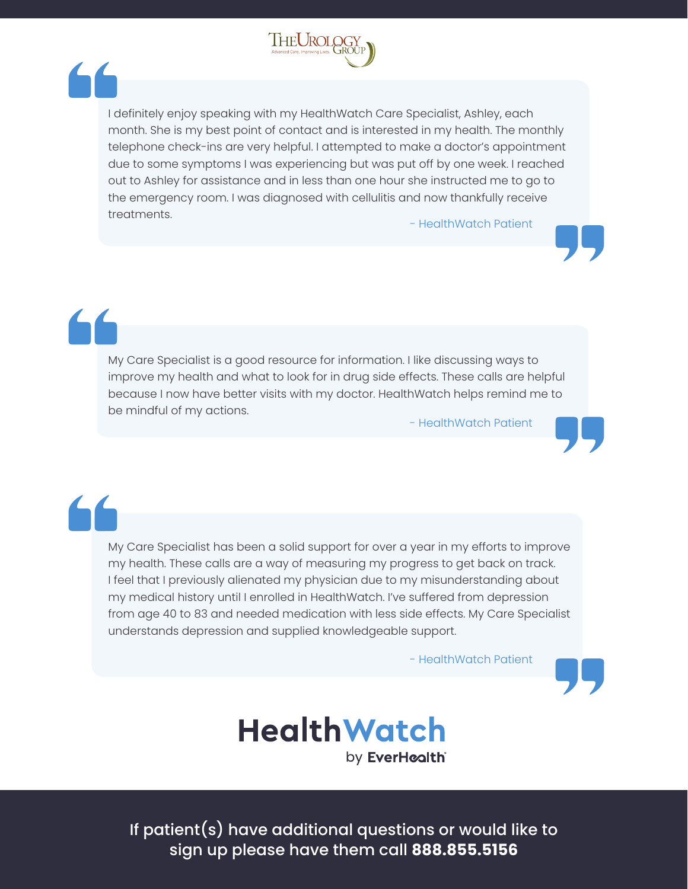THE UROLOGY GROUP
Advanced Care. Improving Lives.

> I definitely enjoy speaking with my HealthWatch Care Specialist, Ashley, each month. She is my best point of contact and is interested in my health. The monthly telephone check-ins are very helpful. I attempted to make a doctor's appointment due to some symptoms I was experiencing but was put off by one week. I reached out to Ashley for assistance and in less than one hour she instructed me to go to the emergency room. I was diagnosed with cellulitis and now thankfully receive treatments.
>
> \- HealthWatch Patient

> My Care Specialist is a good resource for information. I like discussing ways to improve my health and what to look for in drug side effects. These calls are helpful because I now have better visits with my doctor. HealthWatch helps remind me to be mindful of my actions.
>
> \- HealthWatch Patient

> My Care Specialist has been a solid support for over a year in my efforts to improve my health. These calls are a way of measuring my progress to get back on track. I feel that I previously alienated my physician due to my misunderstanding about my medical history until I enrolled in HealthWatch. I've suffered from depression from age 40 to 83 and needed medication with less side effects. My Care Specialist understands depression and supplied knowledgeable support.
>
> \- HealthWatch Patient

**HealthWatch**
by EverHealth®

If patient(s) have additional questions or would like to sign up please have them call **888.855.5156**